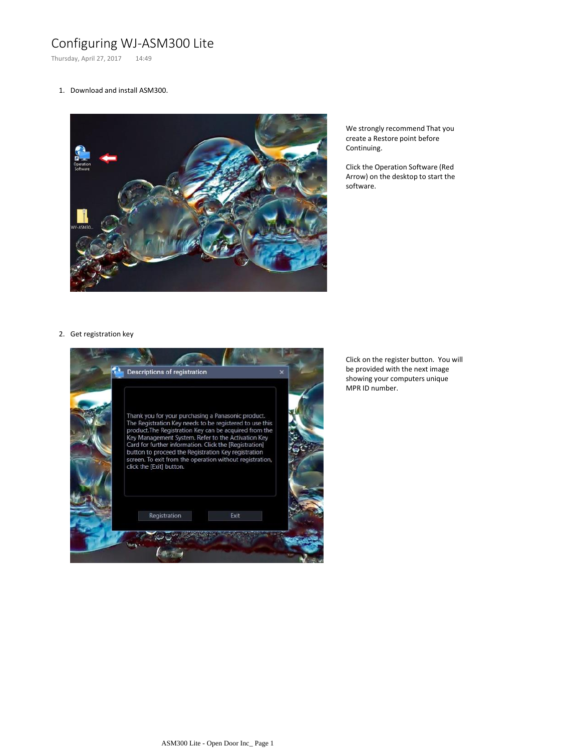# Configuring WJ-ASM300 Lite

Thursday, April 27, 2017 14:49

1. Download and install ASM300.

We strongly recommend That you create a Restore point before Continuing.

Click the Operation Software (Red Arrow) on the desktop to start the software.

2. Get registration key

Click on the register button. You will be provided with the next image showing your computers unique MPR ID number.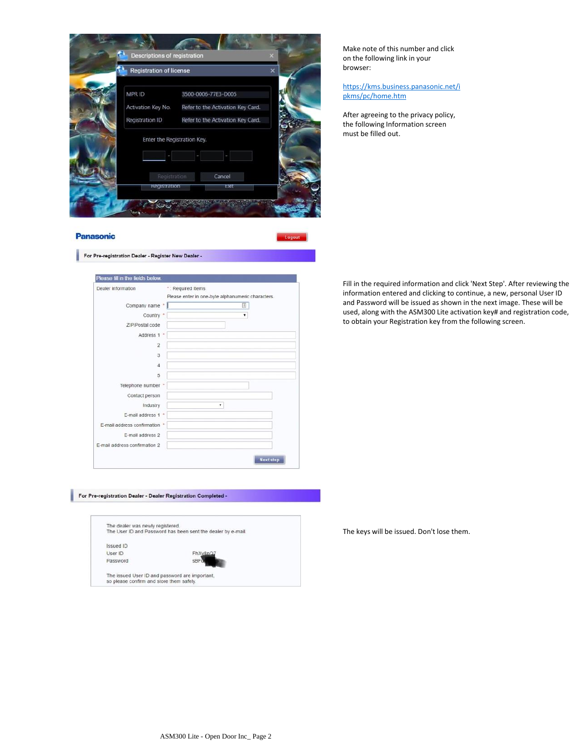Descriptions of registration

Registration of license

| | |
|---|---|
| MPR ID | 3500-0006-77E3-D005 |
| Activation Key No. | Refer to the Activation Key Card. |
| Registration ID | Refer to the Activation Key Card. |

Enter the Registration Key.

Registration | Cancel

Make note of this number and click on the following link in your browser:

https://kms.business.panasonic.net/ipkms/pc/home.htm

After agreeing to the privacy policy, the following Information screen must be filled out.

**Panasonic**

Logout

For Pre-registration Dealer - Register New Dealer -

Please fill in the fields below.

Dealer information

* : Required items

Please enter in one-byte alphanumeric characters.

- Company name *
- Country *
- ZIP/Postal code
- Address 1 *
- 2
- 3
- 4
- 5
- Telephone number *
- Contact person
- Industry
- E-mail address 1 *
- E-mail address confirmation *
- E-mail address 2
- E-mail address confirmation 2

Next step

Fill in the required information and click 'Next Step'. After reviewing the information entered and clicking to continue, a new, personal User ID and Password will be issued as shown in the next image. These will be used, along with the ASM300 Lite activation key# and registration code, to obtain your Registration key from the following screen.

For Pre-registration Dealer - Dealer Registration Completed -

The dealer was newly registered.
The User ID and Password has been sent the dealer by e-mail.

Issued ID

| | |
|---|---|
| User ID | FhXv8nQ7 |
| Password | SBF |

The issued User ID and password are important, so please confirm and store them safely.

The keys will be issued. Don't lose them.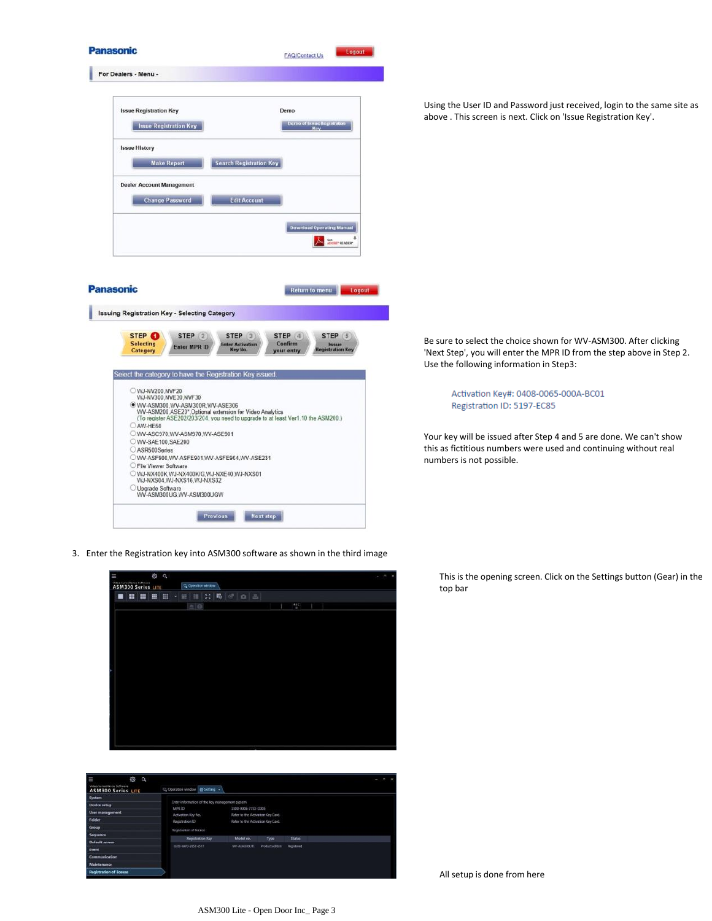Using the User ID and Password just received, login to the same site as above . This screen is next. Click on 'Issue Registration Key'.

Be sure to select the choice shown for WV-ASM300. After clicking 'Next Step', you will enter the MPR ID from the step above in Step 2. Use the following information in Step3:

Activation Key#: 0408-0065-000A-BC01
Registration ID: 5197-EC85

Your key will be issued after Step 4 and 5 are done. We can't show this as fictitious numbers were used and continuing without real numbers is not possible.

3. Enter the Registration key into ASM300 software as shown in the third image

This is the opening screen. Click on the Settings button (Gear) in the top bar

All setup is done from here

ASM300 Lite - Open Door Inc_ Page 3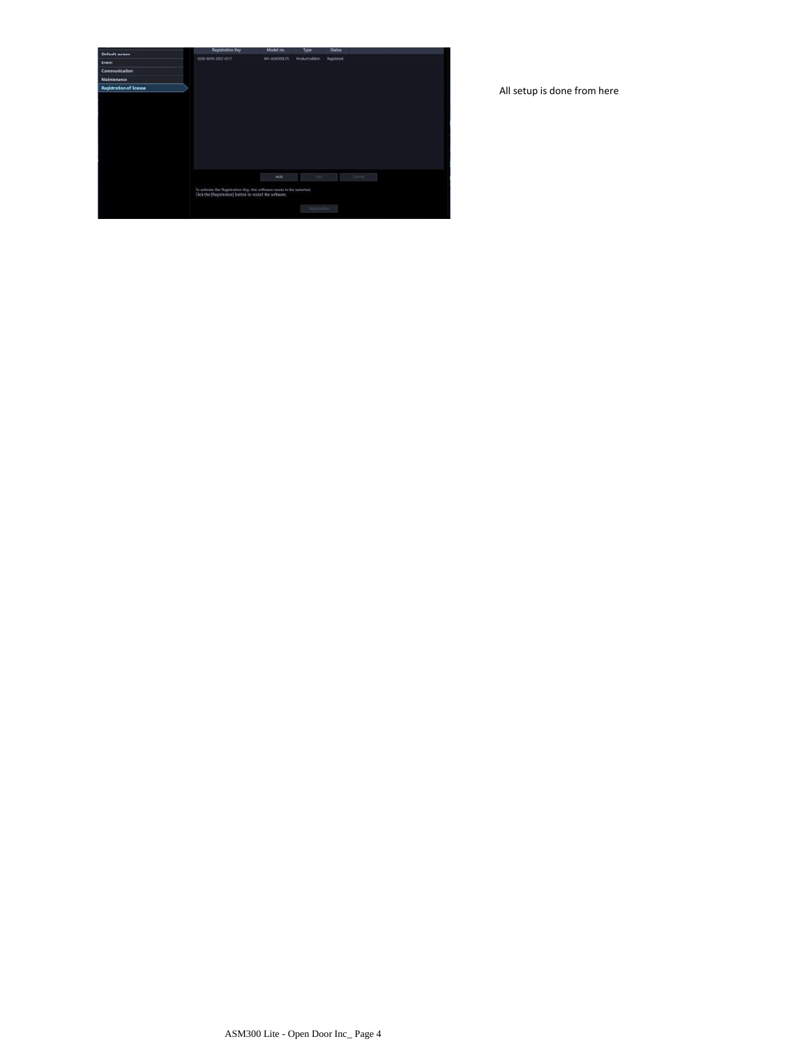| Registration Key | Model no. | Type | Status |
| --- | --- | --- | --- |
| 0260-8470-2652-d517 | WV-ASM300LITE | Product edition | Registered |

Default screen
Event
Communication
Maintenance
Registration of license

Add
Edit
Delete

To activate the Registration Key, this software needs to be restarted.
Click the [Registration] button to restart the software.

Registration

All setup is done from here